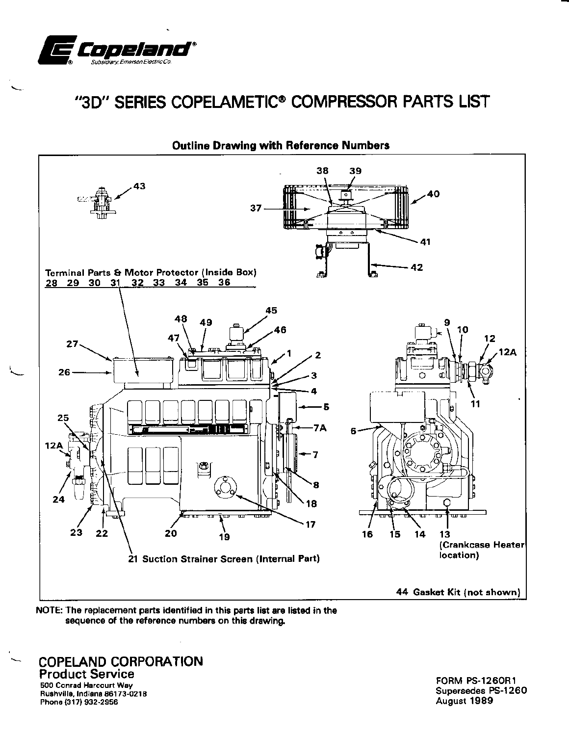Copeland®

Subsidiary, Emerson Electric Co.

# "3D" SERIES COPELAMETIC® COMPRESSOR PARTS LIST

## Outline Drawing with Reference Numbers

Terminal Parts & Motor Protector (Inside Box)
28 29 30 31 32 33 34 35 36

21 Suction Strainer Screen (Internal Part)

13 (Crankcase Heater location)

44 Gasket Kit (not shown)

NOTE: The replacement parts identified in this parts list are listed in the sequence of the reference numbers on this drawing.

**COPELAND CORPORATION**
Product Service
500 Conrad Harcourt Way
Rushville, Indiana 86173-0218
Phone (317) 932-2956

FORM PS-1260R1
Supersedes PS-1260
August 1989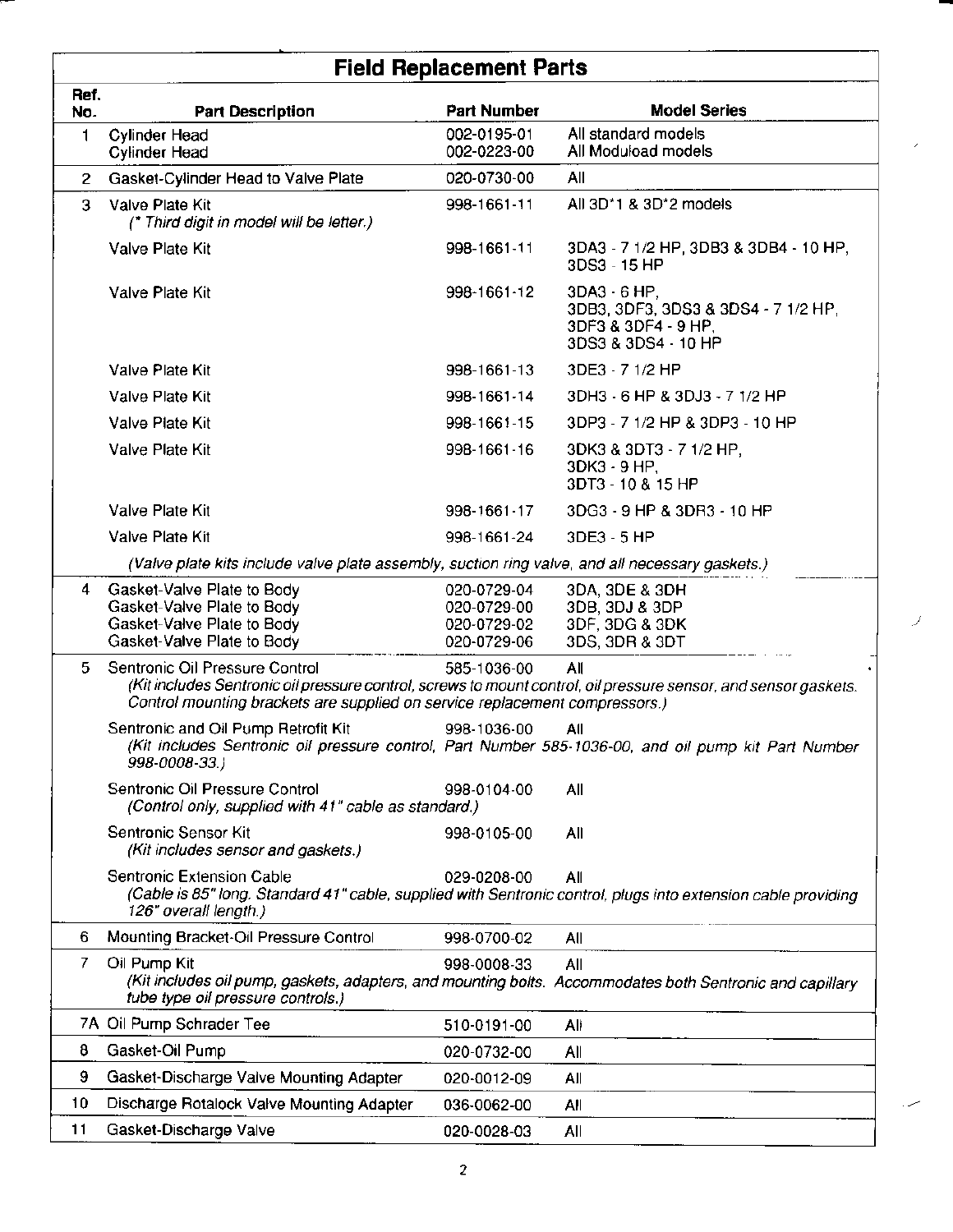## Field Replacement Parts

| Ref. No. | Part Description | Part Number | Model Series |
|---|---|---|---|
| 1 | Cylinder Head | 002-0195-01 | All standard models |
| | Cylinder Head | 002-0223-00 | All Moduload models |
| 2 | Gasket-Cylinder Head to Valve Plate | 020-0730-00 | All |
| 3 | Valve Plate Kit<br>*(\* Third digit in model will be letter.)* | 998-1661-11 | All 3D*1 & 3D*2 models |
| | Valve Plate Kit | 998-1661-11 | 3DA3 - 7 1/2 HP, 3DB3 & 3DB4 - 10 HP, 3DS3 - 15 HP |
| | Valve Plate Kit | 998-1661-12 | 3DA3 - 6 HP, 3DB3, 3DF3, 3DS3 & 3DS4 - 7 1/2 HP, 3DF3 & 3DF4 - 9 HP, 3DS3 & 3DS4 - 10 HP |
| | Valve Plate Kit | 998-1661-13 | 3DE3 - 7 1/2 HP |
| | Valve Plate Kit | 998-1661-14 | 3DH3 - 6 HP & 3DJ3 - 7 1/2 HP |
| | Valve Plate Kit | 998-1661-15 | 3DP3 - 7 1/2 HP & 3DP3 - 10 HP |
| | Valve Plate Kit | 998-1661-16 | 3DK3 & 3DT3 - 7 1/2 HP, 3DK3 - 9 HP, 3DT3 - 10 & 15 HP |
| | Valve Plate Kit | 998-1661-17 | 3DG3 - 9 HP & 3DR3 - 10 HP |
| | Valve Plate Kit | 998-1661-24 | 3DE3 - 5 HP |
| | *(Valve plate kits include valve plate assembly, suction ring valve, and all necessary gaskets.)* | | |
| 4 | Gasket-Valve Plate to Body | 020-0729-04 | 3DA, 3DE & 3DH |
| | Gasket-Valve Plate to Body | 020-0729-00 | 3DB, 3DJ & 3DP |
| | Gasket-Valve Plate to Body | 020-0729-02 | 3DF, 3DG & 3DK |
| | Gasket-Valve Plate to Body | 020-0729-06 | 3DS, 3DR & 3DT |
| 5 | Sentronic Oil Pressure Control<br>*(Kit includes Sentronic oil pressure control, screws to mount control, oil pressure sensor, and sensor gaskets. Control mounting brackets are supplied on service replacement compressors.)* | 585-1036-00 | All |
| | Sentronic and Oil Pump Retrofit Kit<br>*(Kit includes Sentronic oil pressure control, Part Number 585-1036-00, and oil pump kit Part Number 998-0008-33.)* | 998-1036-00 | All |
| | Sentronic Oil Pressure Control<br>*(Control only, supplied with 41" cable as standard.)* | 998-0104-00 | All |
| | Sentronic Sensor Kit<br>*(Kit includes sensor and gaskets.)* | 998-0105-00 | All |
| | Sentronic Extension Cable<br>*(Cable is 85" long. Standard 41" cable, supplied with Sentronic control, plugs into extension cable providing 126" overall length.)* | 029-0208-00 | All |
| 6 | Mounting Bracket-Oil Pressure Control | 998-0700-02 | All |
| 7 | Oil Pump Kit<br>*(Kit includes oil pump, gaskets, adapters, and mounting bolts. Accommodates both Sentronic and capillary tube type oil pressure controls.)* | 998-0008-33 | All |
| 7A | Oil Pump Schrader Tee | 510-0191-00 | All |
| 8 | Gasket-Oil Pump | 020-0732-00 | All |
| 9 | Gasket-Discharge Valve Mounting Adapter | 020-0012-09 | All |
| 10 | Discharge Rotalock Valve Mounting Adapter | 036-0062-00 | All |
| 11 | Gasket-Discharge Valve | 020-0028-03 | All |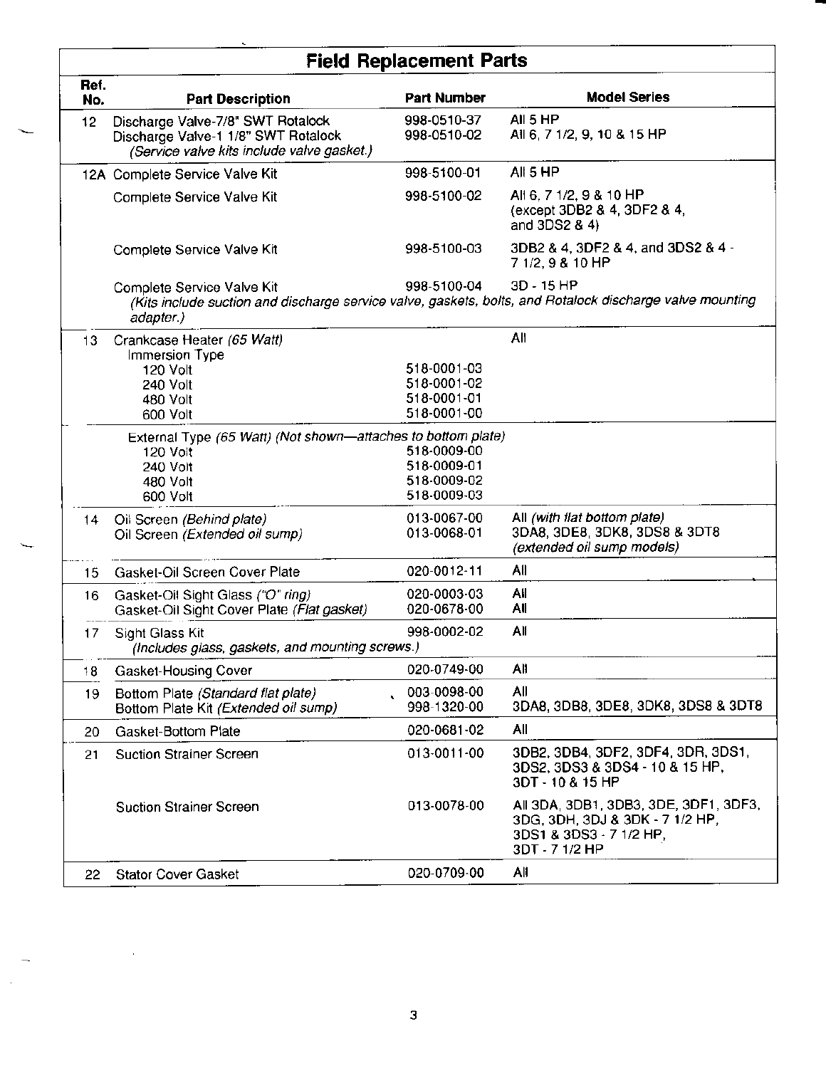## Field Replacement Parts

| Ref. No. | Part Description | Part Number | Model Series |
|---|---|---|---|
| 12 | Discharge Valve-7/8" SWT Rotalock | 998-0510-37 | All 5 HP |
| | Discharge Valve-1 1/8" SWT Rotalock | 998-0510-02 | All 6, 7 1/2, 9, 10 & 15 HP |
| | *(Service valve kits include valve gasket.)* | | |
| 12A | Complete Service Valve Kit | 998-5100-01 | All 5 HP |
| | Complete Service Valve Kit | 998-5100-02 | All 6, 7 1/2, 9 & 10 HP (except 3DB2 & 4, 3DF2 & 4, and 3DS2 & 4) |
| | Complete Service Valve Kit | 998-5100-03 | 3DB2 & 4, 3DF2 & 4, and 3DS2 & 4 - 7 1/2, 9 & 10 HP |
| | Complete Service Valve Kit | 998-5100-04 | 3D - 15 HP |
| | *(Kits include suction and discharge service valve, gaskets, bolts, and Rotalock discharge valve mounting adapter.)* | | |
| 13 | Crankcase Heater *(65 Watt)* | | All |
| | Immersion Type | | |
| | 120 Volt | 518-0001-03 | |
| | 240 Volt | 518-0001-02 | |
| | 480 Volt | 518-0001-01 | |
| | 600 Volt | 518-0001-00 | |
| | External Type *(65 Watt) (Not shown—attaches to bottom plate)* | | |
| | 120 Volt | 518-0009-00 | |
| | 240 Volt | 518-0009-01 | |
| | 480 Volt | 518-0009-02 | |
| | 600 Volt | 518-0009-03 | |
| 14 | Oil Screen *(Behind plate)* | 013-0067-00 | All *(with flat bottom plate)* |
| | Oil Screen *(Extended oil sump)* | 013-0068-01 | 3DA8, 3DE8, 3DK8, 3DS8 & 3DT8 *(extended oil sump models)* |
| 15 | Gasket-Oil Screen Cover Plate | 020-0012-11 | All |
| 16 | Gasket-Oil Sight Glass *("O" ring)* | 020-0003-03 | All |
| | Gasket-Oil Sight Cover Plate *(Flat gasket)* | 020-0678-00 | All |
| 17 | Sight Glass Kit *(Includes glass, gaskets, and mounting screws.)* | 998-0002-02 | All |
| 18 | Gasket-Housing Cover | 020-0749-00 | All |
| 19 | Bottom Plate *(Standard flat plate)* | 003-0098-00 | All |
| | Bottom Plate Kit *(Extended oil sump)* | 998-1320-00 | 3DA8, 3DB8, 3DE8, 3DK8, 3DS8 & 3DT8 |
| 20 | Gasket-Bottom Plate | 020-0681-02 | All |
| 21 | Suction Strainer Screen | 013-0011-00 | 3DB2, 3DB4, 3DF2, 3DF4, 3DR, 3DS1, 3DS2, 3DS3 & 3DS4 - 10 & 15 HP, 3DT - 10 & 15 HP |
| | Suction Strainer Screen | 013-0078-00 | All 3DA, 3DB1, 3DB3, 3DE, 3DF1, 3DF3, 3DG, 3DH, 3DJ & 3DK - 7 1/2 HP, 3DS1 & 3DS3 - 7 1/2 HP, 3DT - 7 1/2 HP |
| 22 | Stator Cover Gasket | 020-0709-00 | All |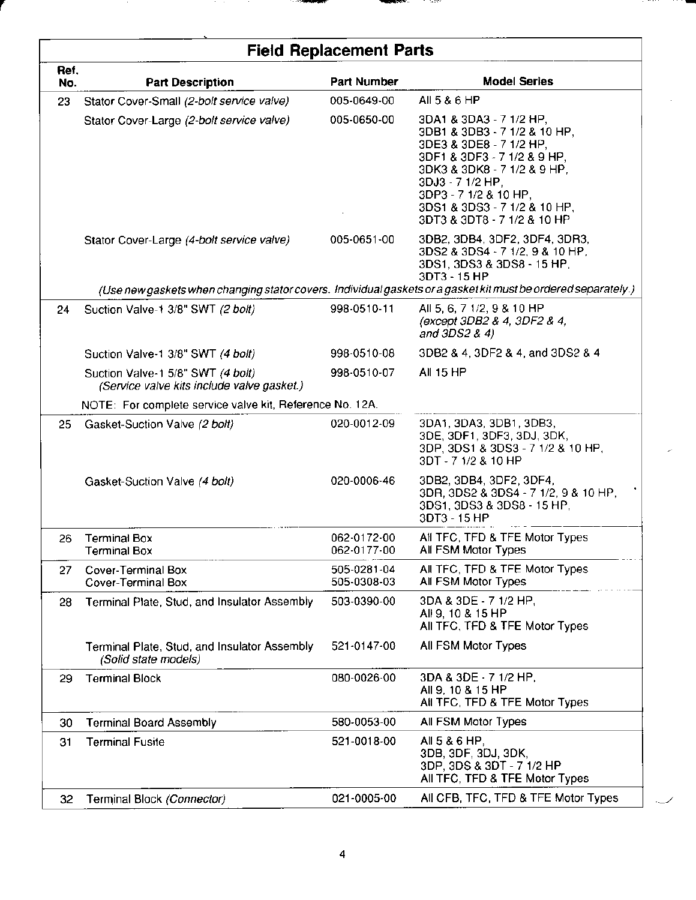## Field Replacement Parts

| Ref. No. | Part Description | Part Number | Model Series |
|---|---|---|---|
| 23 | Stator Cover-Small *(2-bolt service valve)* | 005-0649-00 | All 5 & 6 HP |
| | Stator Cover-Large *(2-bolt service valve)* | 005-0650-00 | 3DA1 & 3DA3 - 7 1/2 HP,<br>3DB1 & 3DB3 - 7 1/2 & 10 HP,<br>3DE3 & 3DE8 - 7 1/2 HP,<br>3DF1 & 3DF3 - 7 1/2 & 9 HP,<br>3DK3 & 3DK8 - 7 1/2 & 9 HP,<br>3DJ3 - 7 1/2 HP,<br>3DP3 - 7 1/2 & 10 HP,<br>3DS1 & 3DS3 - 7 1/2 & 10 HP,<br>3DT3 & 3DT8 - 7 1/2 & 10 HP |
| | Stator Cover-Large *(4-bolt service valve)* | 005-0651-00 | 3DB2, 3DB4, 3DF2, 3DF4, 3DR3,<br>3DS2 & 3DS4 - 7 1/2, 9 & 10 HP,<br>3DS1, 3DS3 & 3DS8 - 15 HP,<br>3DT3 - 15 HP |
| | *(Use new gaskets when changing stator covers. Individual gaskets or a gasket kit must be ordered separately.)* | | |
| 24 | Suction Valve-1 3/8" SWT *(2 bolt)* | 998-0510-11 | All 5, 6, 7 1/2, 9 & 10 HP<br>*(except 3DB2 & 4, 3DF2 & 4, and 3DS2 & 4)* |
| | Suction Valve-1 3/8" SWT *(4 bolt)* | 998-0510-08 | 3DB2 & 4, 3DF2 & 4, and 3DS2 & 4 |
| | Suction Valve-1 5/8" SWT *(4 bolt)*<br>*(Service valve kits include valve gasket.)* | 998-0510-07 | All 15 HP |
| | NOTE: For complete service valve kit, Reference No. 12A. | | |
| 25 | Gasket-Suction Valve *(2 bolt)* | 020-0012-09 | 3DA1, 3DA3, 3DB1, 3DB3,<br>3DE, 3DF1, 3DF3, 3DJ, 3DK,<br>3DP, 3DS1 & 3DS3 - 7 1/2 & 10 HP,<br>3DT - 7 1/2 & 10 HP |
| | Gasket-Suction Valve *(4 bolt)* | 020-0006-46 | 3DB2, 3DB4, 3DF2, 3DF4,<br>3DR, 3DS2 & 3DS4 - 7 1/2, 9 & 10 HP,<br>3DS1, 3DS3 & 3DS8 - 15 HP,<br>3DT3 - 15 HP |
| 26 | Terminal Box | 062-0172-00 | All TFC, TFD & TFE Motor Types |
| | Terminal Box | 062-0177-00 | All FSM Motor Types |
| 27 | Cover-Terminal Box | 505-0281-04 | All TFC, TFD & TFE Motor Types |
| | Cover-Terminal Box | 505-0308-03 | All FSM Motor Types |
| 28 | Terminal Plate, Stud, and Insulator Assembly | 503-0390-00 | 3DA & 3DE - 7 1/2 HP,<br>All 9, 10 & 15 HP<br>All TFC, TFD & TFE Motor Types |
| | Terminal Plate, Stud, and Insulator Assembly *(Solid state models)* | 521-0147-00 | All FSM Motor Types |
| 29 | Terminal Block | 080-0026-00 | 3DA & 3DE - 7 1/2 HP,<br>All 9, 10 & 15 HP<br>All TFC, TFD & TFE Motor Types |
| 30 | Terminal Board Assembly | 580-0053-00 | All FSM Motor Types |
| 31 | Terminal Fusite | 521-0018-00 | All 5 & 6 HP,<br>3DB, 3DF, 3DJ, 3DK,<br>3DP, 3DS & 3DT - 7 1/2 HP<br>All TFC, TFD & TFE Motor Types |
| 32 | Terminal Block *(Connector)* | 021-0005-00 | All CFB, TFC, TFD & TFE Motor Types |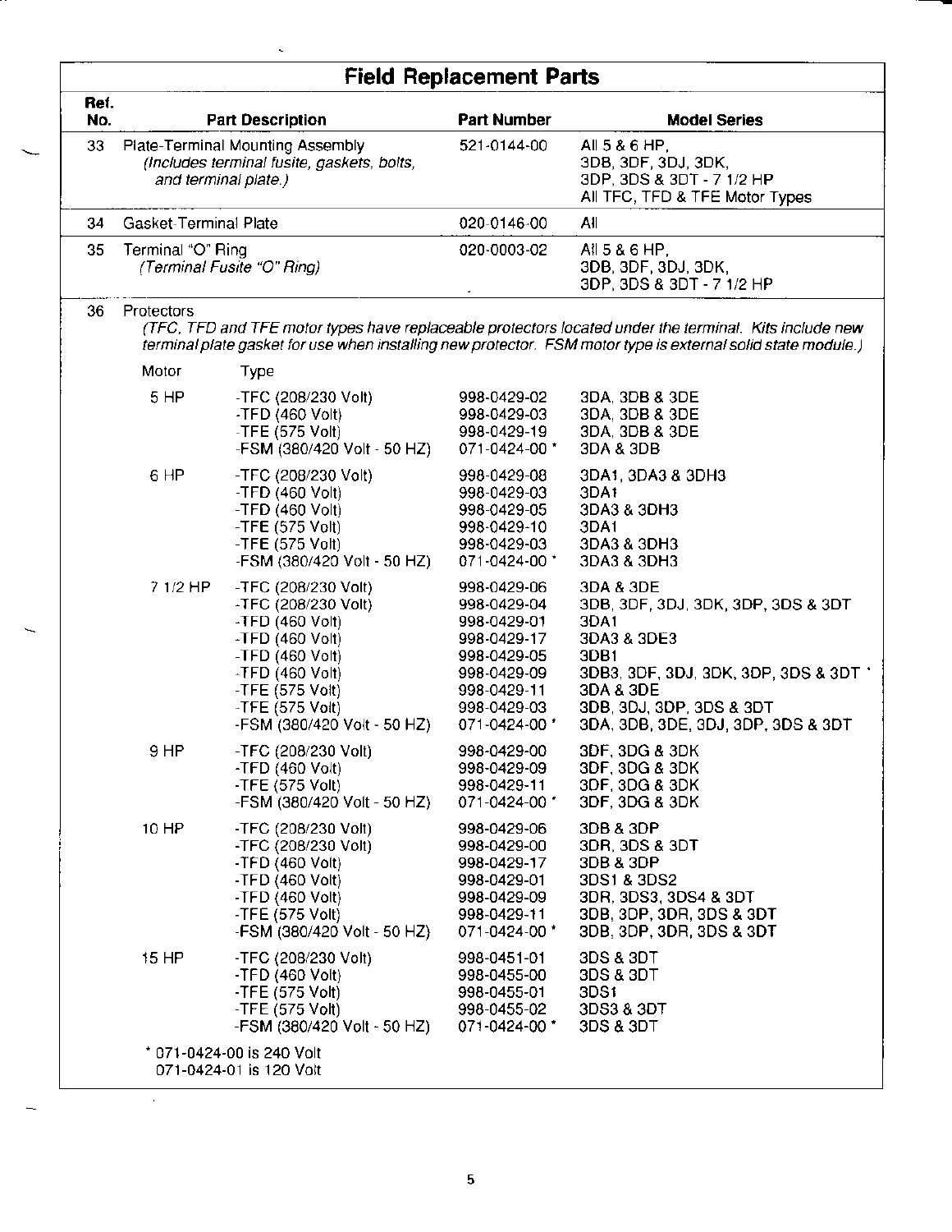# Field Replacement Parts

| Ref. No. | Part Description | Part Number | Model Series |
|---|---|---|---|
| 33 | Plate-Terminal Mounting Assembly *(Includes terminal fusite, gaskets, bolts, and terminal plate.)* | 521-0144-00 | All 5 & 6 HP, 3DB, 3DF, 3DJ, 3DK, 3DP, 3DS & 3DT - 7 1/2 HP All TFC, TFD & TFE Motor Types |
| 34 | Gasket-Terminal Plate | 020-0146-00 | All |
| 35 | Terminal "O" Ring *(Terminal Fusite "O" Ring)* | 020-0003-02 | All 5 & 6 HP, 3DB, 3DF, 3DJ, 3DK, 3DP, 3DS & 3DT - 7 1/2 HP |

36 Protectors

*(TFC, TFD and TFE motor types have replaceable protectors located under the terminal. Kits include new terminal plate gasket for use when installing new protector. FSM motor type is external solid state module.)*

| Motor | Type | Part Number | Model Series |
|---|---|---|---|
| 5 HP | -TFC (208/230 Volt) | 998-0429-02 | 3DA, 3DB & 3DE |
| | -TFD (460 Volt) | 998-0429-03 | 3DA, 3DB & 3DE |
| | -TFE (575 Volt) | 998-0429-19 | 3DA, 3DB & 3DE |
| | -FSM (380/420 Volt - 50 HZ) | 071-0424-00 * | 3DA & 3DB |
| 6 HP | -TFC (208/230 Volt) | 998-0429-08 | 3DA1, 3DA3 & 3DH3 |
| | -TFD (460 Volt) | 998-0429-03 | 3DA1 |
| | -TFD (460 Volt) | 998-0429-05 | 3DA3 & 3DH3 |
| | -TFE (575 Volt) | 998-0429-10 | 3DA1 |
| | -TFE (575 Volt) | 998-0429-03 | 3DA3 & 3DH3 |
| | -FSM (380/420 Volt - 50 HZ) | 071-0424-00 * | 3DA3 & 3DH3 |
| 7 1/2 HP | -TFC (208/230 Volt) | 998-0429-06 | 3DA & 3DE |
| | -TFC (208/230 Volt) | 998-0429-04 | 3DB, 3DF, 3DJ, 3DK, 3DP, 3DS & 3DT |
| | -TFD (460 Volt) | 998-0429-01 | 3DA1 |
| | -TFD (460 Volt) | 998-0429-17 | 3DA3 & 3DE3 |
| | -TFD (460 Volt) | 998-0429-05 | 3DB1 |
| | -TFD (460 Volt) | 998-0429-09 | 3DB3, 3DF, 3DJ, 3DK, 3DP, 3DS & 3DT * |
| | -TFE (575 Volt) | 998-0429-11 | 3DA & 3DE |
| | -TFE (575 Volt) | 998-0429-03 | 3DB, 3DJ, 3DP, 3DS & 3DT |
| | -FSM (380/420 Volt - 50 HZ) | 071-0424-00 * | 3DA, 3DB, 3DE, 3DJ, 3DP, 3DS & 3DT |
| 9 HP | -TFC (208/230 Volt) | 998-0429-00 | 3DF, 3DG & 3DK |
| | -TFD (460 Volt) | 998-0429-09 | 3DF, 3DG & 3DK |
| | -TFE (575 Volt) | 998-0429-11 | 3DF, 3DG & 3DK |
| | -FSM (380/420 Volt - 50 HZ) | 071-0424-00 * | 3DF, 3DG & 3DK |
| 10 HP | -TFC (208/230 Volt) | 998-0429-06 | 3DB & 3DP |
| | -TFC (208/230 Volt) | 998-0429-00 | 3DR, 3DS & 3DT |
| | -TFD (460 Volt) | 998-0429-17 | 3DB & 3DP |
| | -TFD (460 Volt) | 998-0429-01 | 3DS1 & 3DS2 |
| | -TFD (460 Volt) | 998-0429-09 | 3DR, 3DS3, 3DS4 & 3DT |
| | -TFE (575 Volt) | 998-0429-11 | 3DB, 3DP, 3DR, 3DS & 3DT |
| | -FSM (380/420 Volt - 50 HZ) | 071-0424-00 * | 3DB, 3DP, 3DR, 3DS & 3DT |
| 15 HP | -TFC (208/230 Volt) | 998-0451-01 | 3DS & 3DT |
| | -TFD (460 Volt) | 998-0455-00 | 3DS & 3DT |
| | -TFE (575 Volt) | 998-0455-01 | 3DS1 |
| | -TFE (575 Volt) | 998-0455-02 | 3DS3 & 3DT |
| | -FSM (380/420 Volt - 50 HZ) | 071-0424-00 * | 3DS & 3DT |

\* 071-0424-00 is 240 Volt
071-0424-01 is 120 Volt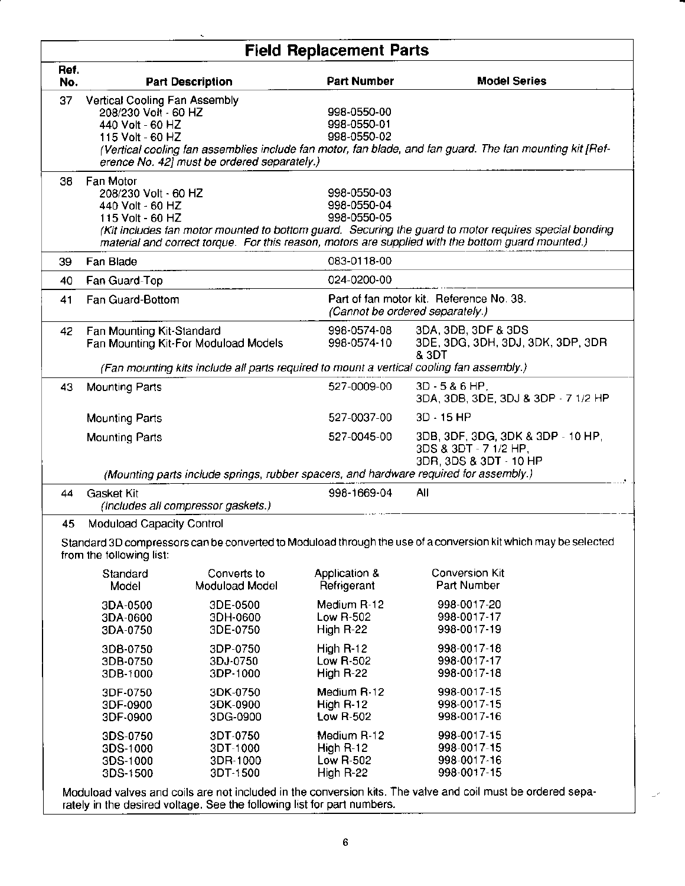# Field Replacement Parts

| Ref. No. | Part Description | Part Number | Model Series |
|---|---|---|---|
| 37 | Vertical Cooling Fan Assembly | | |
| | 208/230 Volt - 60 HZ | 998-0550-00 | |
| | 440 Volt - 60 HZ | 998-0550-01 | |
| | 115 Volt - 60 HZ | 998-0550-02 | |
| | *(Vertical cooling fan assemblies include fan motor, fan blade, and fan guard. The fan mounting kit [Reference No. 42] must be ordered separately.)* | | |
| 38 | Fan Motor | | |
| | 208/230 Volt - 60 HZ | 998-0550-03 | |
| | 440 Volt - 60 HZ | 998-0550-04 | |
| | 115 Volt - 60 HZ | 998-0550-05 | |
| | *(Kit includes fan motor mounted to bottom guard. Securing the guard to motor requires special bonding material and correct torque. For this reason, motors are supplied with the bottom guard mounted.)* | | |
| 39 | Fan Blade | 083-0118-00 | |
| 40 | Fan Guard-Top | 024-0200-00 | |
| 41 | Fan Guard-Bottom | Part of fan motor kit. Reference No. 38. *(Cannot be ordered separately.)* | |
| 42 | Fan Mounting Kit-Standard | 998-0574-08 | 3DA, 3DB, 3DF & 3DS |
| | Fan Mounting Kit-For Moduload Models | 998-0574-10 | 3DE, 3DG, 3DH, 3DJ, 3DK, 3DP, 3DR & 3DT |
| | *(Fan mounting kits include all parts required to mount a vertical cooling fan assembly.)* | | |
| 43 | Mounting Parts | 527-0009-00 | 3D - 5 & 6 HP, 3DA, 3DB, 3DE, 3DJ & 3DP - 7 1/2 HP |
| | Mounting Parts | 527-0037-00 | 3D - 15 HP |
| | Mounting Parts | 527-0045-00 | 3DB, 3DF, 3DG, 3DK & 3DP - 10 HP, 3DS & 3DT - 7 1/2 HP, 3DR, 3DS & 3DT - 10 HP |
| | *(Mounting parts include springs, rubber spacers, and hardware required for assembly.)* | | |
| 44 | Gasket Kit *(Includes all compressor gaskets.)* | 998-1669-04 | All |
| 45 | Moduload Capacity Control | | |

Standard 3D compressors can be converted to Moduload through the use of a conversion kit which may be selected from the following list:

| Standard Model | Converts to Moduload Model | Application & Refrigerant | Conversion Kit Part Number |
|---|---|---|---|
| 3DA-0500 | 3DE-0500 | Medium R-12 | 998-0017-20 |
| 3DA-0600 | 3DH-0600 | Low R-502 | 998-0017-17 |
| 3DA-0750 | 3DE-0750 | High R-22 | 998-0017-19 |
| 3DB-0750 | 3DP-0750 | High R-12 | 998-0017-18 |
| 3DB-0750 | 3DJ-0750 | Low R-502 | 998-0017-17 |
| 3DB-1000 | 3DP-1000 | High R-22 | 998-0017-18 |
| 3DF-0750 | 3DK-0750 | Medium R-12 | 998-0017-15 |
| 3DF-0900 | 3DK-0900 | High R-12 | 998-0017-15 |
| 3DF-0900 | 3DG-0900 | Low R-502 | 998-0017-16 |
| 3DS-0750 | 3DT-0750 | Medium R-12 | 998-0017-15 |
| 3DS-1000 | 3DT-1000 | High R-12 | 998-0017-15 |
| 3DS-1000 | 3DR-1000 | Low R-502 | 998-0017-16 |
| 3DS-1500 | 3DT-1500 | High R-22 | 998-0017-15 |

Moduload valves and coils are not included in the conversion kits. The valve and coil must be ordered separately in the desired voltage. See the following list for part numbers.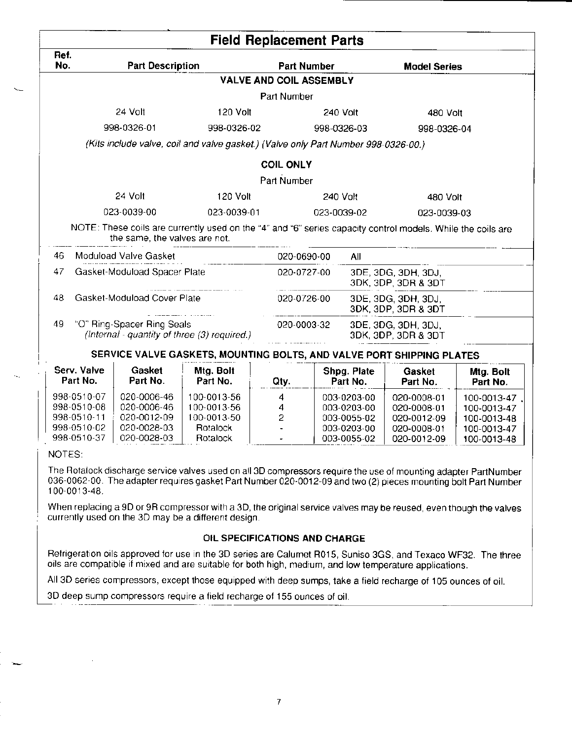# Field Replacement Parts

| Ref. No. | Part Description | Part Number | Model Series |
|---|---|---|---|

### VALVE AND COIL ASSEMBLY

Part Number

| 24 Volt | 120 Volt | 240 Volt | 480 Volt |
|---|---|---|---|
| 998-0326-01 | 998-0326-02 | 998-0326-03 | 998-0326-04 |

*(Kits include valve, coil and valve gasket.) (Valve only Part Number 998-0326-00.)*

### COIL ONLY

Part Number

| 24 Volt | 120 Volt | 240 Volt | 480 Volt |
|---|---|---|---|
| 023-0039-00 | 023-0039-01 | 023-0039-02 | 023-0039-03 |

NOTE: These coils are currently used on the "4" and "6" series capacity control models. While the coils are the same, the valves are not.

| Ref. No. | Part Description | Part Number | Model Series |
|---|---|---|---|
| 46 | Moduload Valve Gasket | 020-0690-00 | All |
| 47 | Gasket-Moduload Spacer Plate | 020-0727-00 | 3DE, 3DG, 3DH, 3DJ, 3DK, 3DP, 3DR & 3DT |
| 48 | Gasket-Moduload Cover Plate | 020-0726-00 | 3DE, 3DG, 3DH, 3DJ, 3DK, 3DP, 3DR & 3DT |
| 49 | "O" Ring-Spacer Ring Seals *(Internal - quantity of three (3) required.)* | 020-0003-32 | 3DE, 3DG, 3DH, 3DJ, 3DK, 3DP, 3DR & 3DT |

### SERVICE VALVE GASKETS, MOUNTING BOLTS, AND VALVE PORT SHIPPING PLATES

| Serv. Valve Part No. | Gasket Part No. | Mtg. Bolt Part No. | Qty. | Shpg. Plate Part No. | Gasket Part No. | Mtg. Bolt Part No. |
|---|---|---|---|---|---|---|
| 998-0510-07 | 020-0006-46 | 100-0013-56 | 4 | 003-0203-00 | 020-0008-01 | 100-0013-47 |
| 998-0510-08 | 020-0006-46 | 100-0013-56 | 4 | 003-0203-00 | 020-0008-01 | 100-0013-47 |
| 998-0510-11 | 020-0012-09 | 100-0013-50 | 2 | 003-0055-02 | 020-0012-09 | 100-0013-48 |
| 998-0510-02 | 020-0028-03 | Rotalock | - | 003-0203-00 | 020-0008-01 | 100-0013-47 |
| 998-0510-37 | 020-0028-03 | Rotalock | - | 003-0055-02 | 020-0012-09 | 100-0013-48 |

NOTES:

The Rotalock discharge service valves used on all 3D compressors require the use of mounting adapter PartNumber 036-0062-00. The adapter requires gasket Part Number 020-0012-09 and two (2) pieces mounting bolt Part Number 100-0013-48.

When replacing a 9D or 9R compressor with a 3D, the original service valves may be reused, even though the valves currently used on the 3D may be a different design.

### OIL SPECIFICATIONS AND CHARGE

Refrigeration oils approved for use in the 3D series are Calumet R015, Suniso 3GS, and Texaco WF32. The three oils are compatible if mixed and are suitable for both high, medium, and low temperature applications.

All 3D series compressors, except those equipped with deep sumps, take a field recharge of 105 ounces of oil.

3D deep sump compressors require a field recharge of 155 ounces of oil.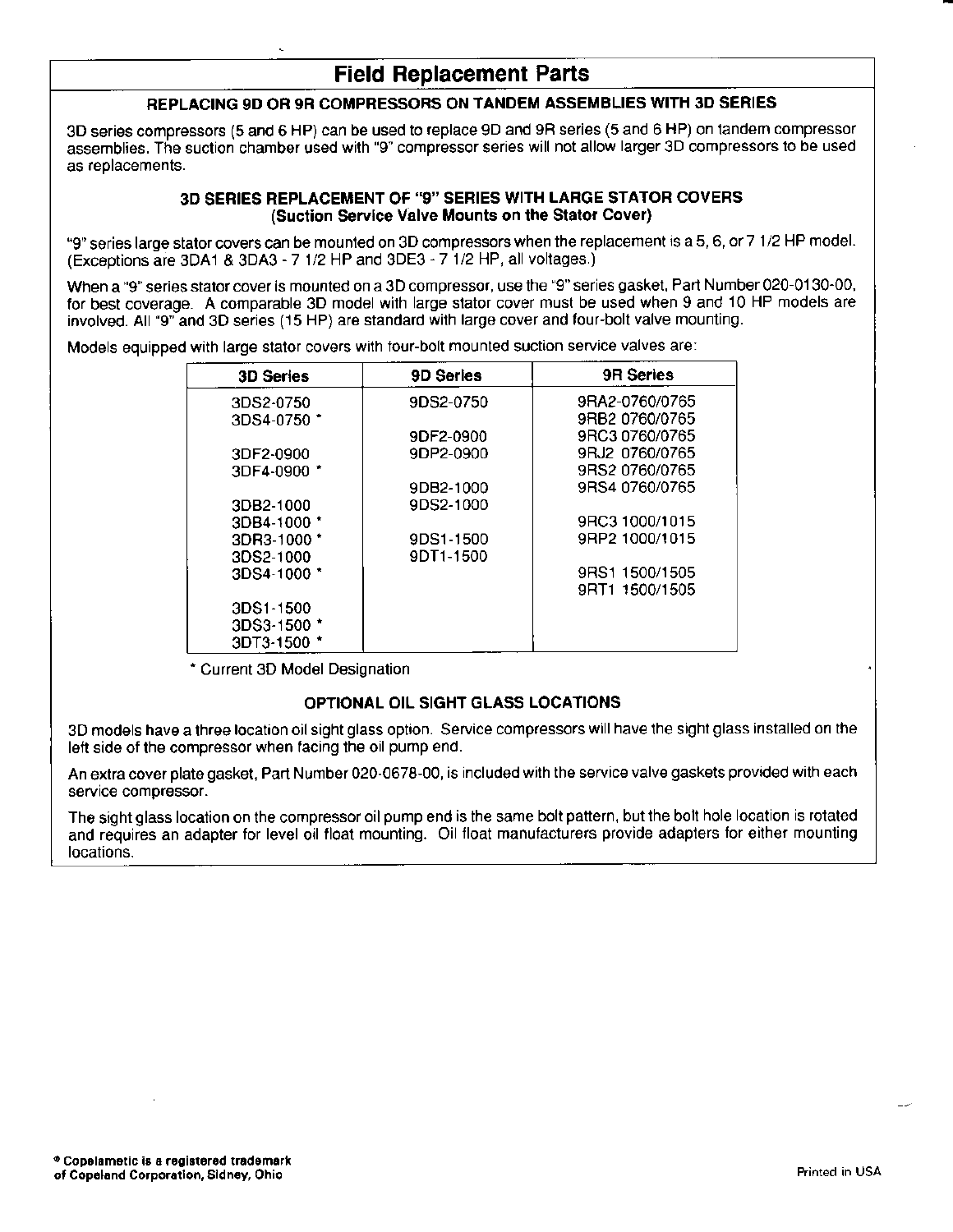# Field Replacement Parts

### REPLACING 9D OR 9R COMPRESSORS ON TANDEM ASSEMBLIES WITH 3D SERIES

3D series compressors (5 and 6 HP) can be used to replace 9D and 9R series (5 and 6 HP) on tandem compressor assemblies. The suction chamber used with "9" compressor series will not allow larger 3D compressors to be used as replacements.

### 3D SERIES REPLACEMENT OF "9" SERIES WITH LARGE STATOR COVERS
### (Suction Service Valve Mounts on the Stator Cover)

"9" series large stator covers can be mounted on 3D compressors when the replacement is a 5, 6, or 7 1/2 HP model. (Exceptions are 3DA1 & 3DA3 - 7 1/2 HP and 3DE3 - 7 1/2 HP, all voltages.)

When a "9" series stator cover is mounted on a 3D compressor, use the "9" series gasket, Part Number 020-0130-00, for best coverage. A comparable 3D model with large stator cover must be used when 9 and 10 HP models are involved. All "9" and 3D series (15 HP) are standard with large cover and four-bolt valve mounting.

Models equipped with large stator covers with four-bolt mounted suction service valves are:

| 3D Series | 9D Series | 9R Series |
|---|---|---|
| 3DS2-0750 | 9DS2-0750 | 9RA2-0760/0765 |
| 3DS4-0750 * | | 9RB2 0760/0765 |
| | 9DF2-0900 | 9RC3 0760/0765 |
| 3DF2-0900 | 9DP2-0900 | 9RJ2 0760/0765 |
| 3DF4-0900 * | | 9RS2 0760/0765 |
| | 9DB2-1000 | 9RS4 0760/0765 |
| 3DB2-1000 | 9DS2-1000 | |
| 3DB4-1000 * | | 9RC3 1000/1015 |
| 3DR3-1000 * | 9DS1-1500 | 9RP2 1000/1015 |
| 3DS2-1000 | 9DT1-1500 | |
| 3DS4-1000 * | | 9RS1 1500/1505 |
| | | 9RT1 1500/1505 |
| 3DS1-1500 | | |
| 3DS3-1500 * | | |
| 3DT3-1500 * | | |

* Current 3D Model Designation

### OPTIONAL OIL SIGHT GLASS LOCATIONS

3D models have a three location oil sight glass option. Service compressors will have the sight glass installed on the left side of the compressor when facing the oil pump end.

An extra cover plate gasket, Part Number 020-0678-00, is included with the service valve gaskets provided with each service compressor.

The sight glass location on the compressor oil pump end is the same bolt pattern, but the bolt hole location is rotated and requires an adapter for level oil float mounting. Oil float manufacturers provide adapters for either mounting locations.